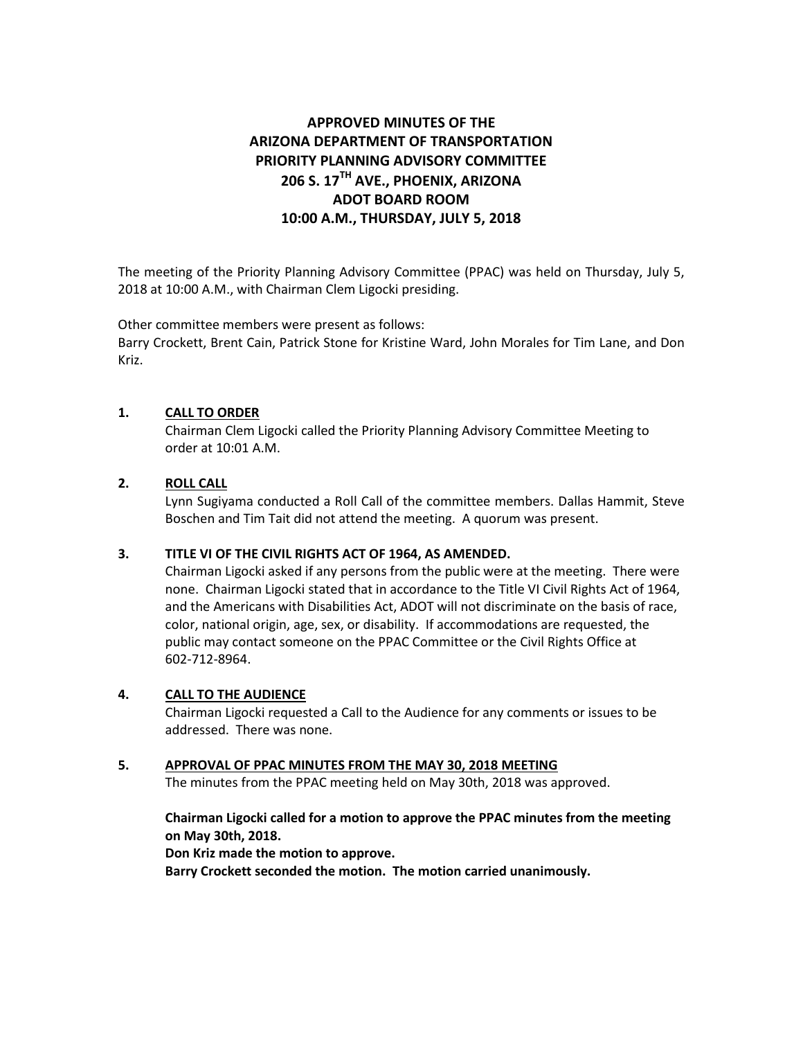# APPROVED MINUTES OF THE
# ARIZONA DEPARTMENT OF TRANSPORTATION
# PRIORITY PLANNING ADVISORY COMMITTEE
# 206 S. 17TH AVE., PHOENIX, ARIZONA
# ADOT BOARD ROOM
# 10:00 A.M., THURSDAY, JULY 5, 2018

The meeting of the Priority Planning Advisory Committee (PPAC) was held on Thursday, July 5, 2018 at 10:00 A.M., with Chairman Clem Ligocki presiding.

Other committee members were present as follows:
Barry Crockett, Brent Cain, Patrick Stone for Kristine Ward, John Morales for Tim Lane, and Don Kriz.

**1. <u>CALL TO ORDER</u>**

Chairman Clem Ligocki called the Priority Planning Advisory Committee Meeting to order at 10:01 A.M.

**2. <u>ROLL CALL</u>**

Lynn Sugiyama conducted a Roll Call of the committee members. Dallas Hammit, Steve Boschen and Tim Tait did not attend the meeting. A quorum was present.

**3. TITLE VI OF THE CIVIL RIGHTS ACT OF 1964, AS AMENDED.**

Chairman Ligocki asked if any persons from the public were at the meeting. There were none. Chairman Ligocki stated that in accordance to the Title VI Civil Rights Act of 1964, and the Americans with Disabilities Act, ADOT will not discriminate on the basis of race, color, national origin, age, sex, or disability. If accommodations are requested, the public may contact someone on the PPAC Committee or the Civil Rights Office at 602-712-8964.

**4. <u>CALL TO THE AUDIENCE</u>**

Chairman Ligocki requested a Call to the Audience for any comments or issues to be addressed. There was none.

**5. <u>APPROVAL OF PPAC MINUTES FROM THE MAY 30, 2018 MEETING</u>**

The minutes from the PPAC meeting held on May 30th, 2018 was approved.

**Chairman Ligocki called for a motion to approve the PPAC minutes from the meeting on May 30th, 2018.**
**Don Kriz made the motion to approve.**
**Barry Crockett seconded the motion. The motion carried unanimously.**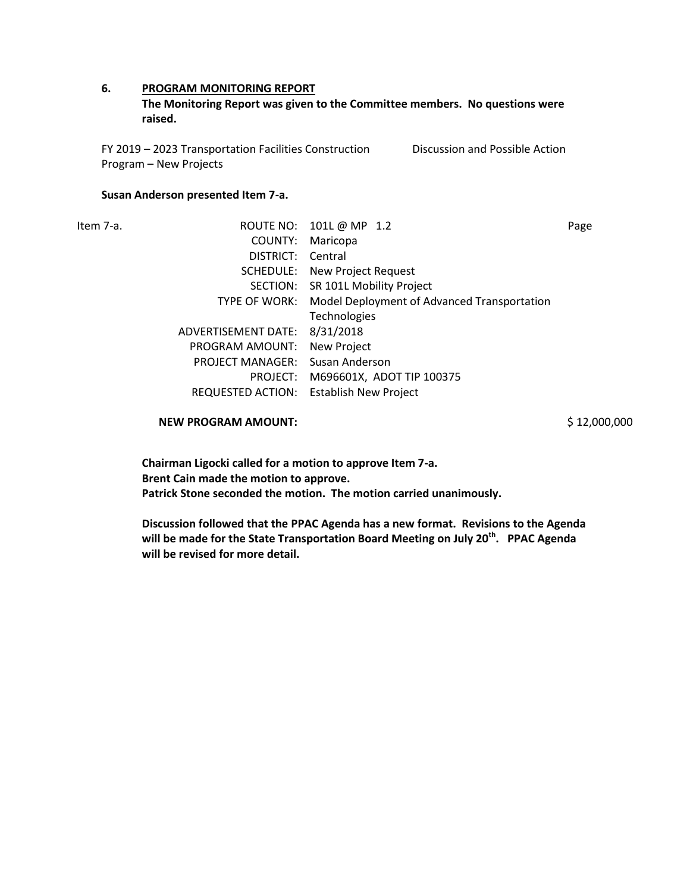**6.** **PROGRAM MONITORING REPORT**

**The Monitoring Report was given to the Committee members. No questions were raised.**

FY 2019 – 2023 Transportation Facilities Construction Program – New Projects — Discussion and Possible Action

**Susan Anderson presented Item 7-a.**

Item 7-a.

| | | |
|---|---|---|
| ROUTE NO: | 101L @ MP 1.2 | Page |
| COUNTY: | Maricopa | |
| DISTRICT: | Central | |
| SCHEDULE: | New Project Request | |
| SECTION: | SR 101L Mobility Project | |
| TYPE OF WORK: | Model Deployment of Advanced Transportation Technologies | |
| ADVERTISEMENT DATE: | 8/31/2018 | |
| PROGRAM AMOUNT: | New Project | |
| PROJECT MANAGER: | Susan Anderson | |
| PROJECT: | M696601X, ADOT TIP 100375 | |
| REQUESTED ACTION: | Establish New Project | |

**NEW PROGRAM AMOUNT:** $ 12,000,000

**Chairman Ligocki called for a motion to approve Item 7-a.**
**Brent Cain made the motion to approve.**
**Patrick Stone seconded the motion. The motion carried unanimously.**

**Discussion followed that the PPAC Agenda has a new format. Revisions to the Agenda will be made for the State Transportation Board Meeting on July 20th. PPAC Agenda will be revised for more detail.**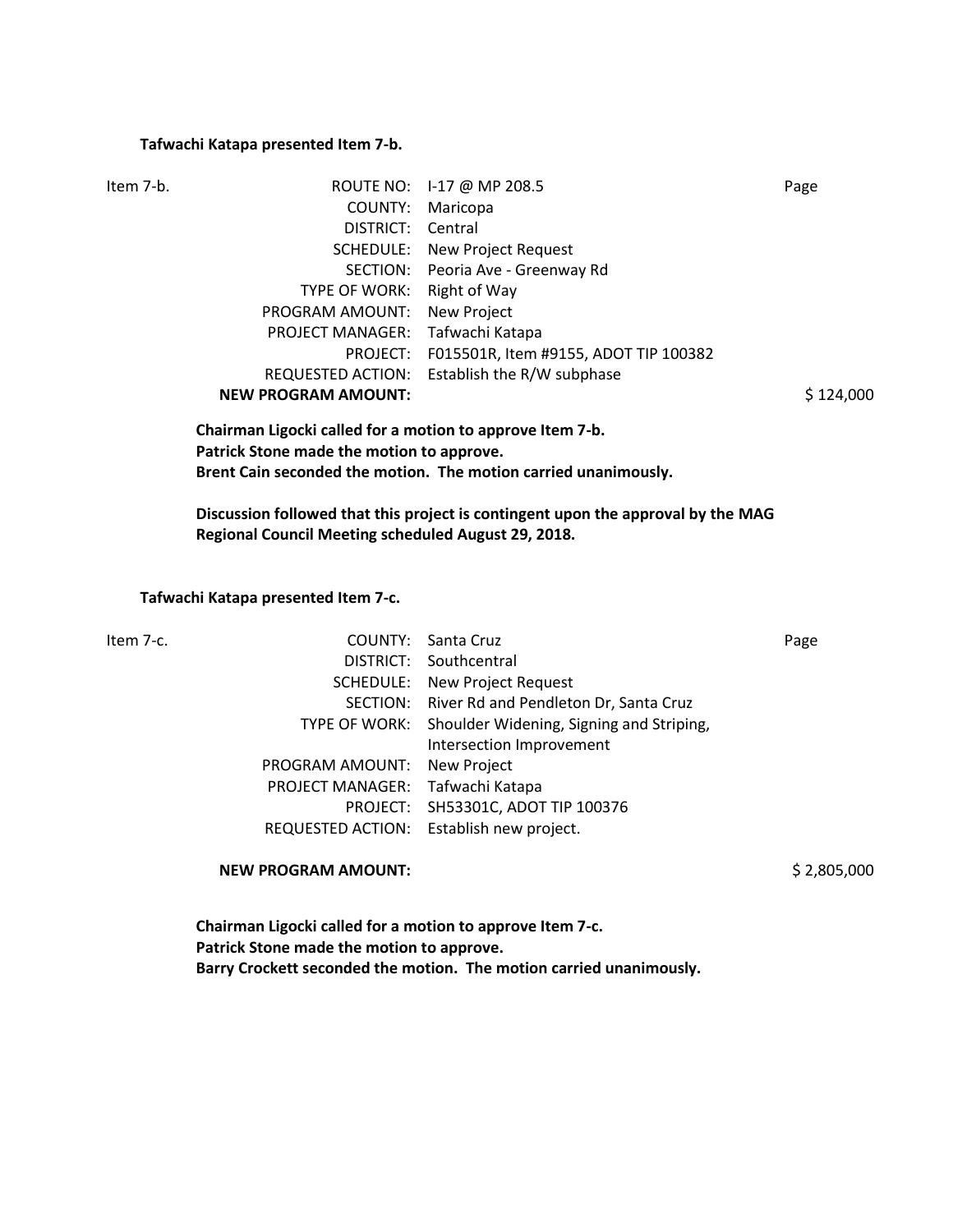**Tafwachi Katapa presented Item 7-b.**

| Item 7-b. | ROUTE NO: | I-17 @ MP 208.5 | Page |
|---|---|---|---|
| | COUNTY: | Maricopa | |
| | DISTRICT: | Central | |
| | SCHEDULE: | New Project Request | |
| | SECTION: | Peoria Ave - Greenway Rd | |
| | TYPE OF WORK: | Right of Way | |
| | PROGRAM AMOUNT: | New Project | |
| | PROJECT MANAGER: | Tafwachi Katapa | |
| | PROJECT: | F015501R, Item #9155, ADOT TIP 100382 | |
| | REQUESTED ACTION: | Establish the R/W subphase | |
| | **NEW PROGRAM AMOUNT:** | | $ 124,000 |

**Chairman Ligocki called for a motion to approve Item 7-b.**
**Patrick Stone made the motion to approve.**
**Brent Cain seconded the motion. The motion carried unanimously.**

**Discussion followed that this project is contingent upon the approval by the MAG Regional Council Meeting scheduled August 29, 2018.**

**Tafwachi Katapa presented Item 7-c.**

| Item 7-c. | COUNTY: | Santa Cruz | Page |
|---|---|---|---|
| | DISTRICT: | Southcentral | |
| | SCHEDULE: | New Project Request | |
| | SECTION: | River Rd and Pendleton Dr, Santa Cruz | |
| | TYPE OF WORK: | Shoulder Widening, Signing and Striping, Intersection Improvement | |
| | PROGRAM AMOUNT: | New Project | |
| | PROJECT MANAGER: | Tafwachi Katapa | |
| | PROJECT: | SH53301C, ADOT TIP 100376 | |
| | REQUESTED ACTION: | Establish new project. | |
| | **NEW PROGRAM AMOUNT:** | | $ 2,805,000 |

**Chairman Ligocki called for a motion to approve Item 7-c.**
**Patrick Stone made the motion to approve.**
**Barry Crockett seconded the motion. The motion carried unanimously.**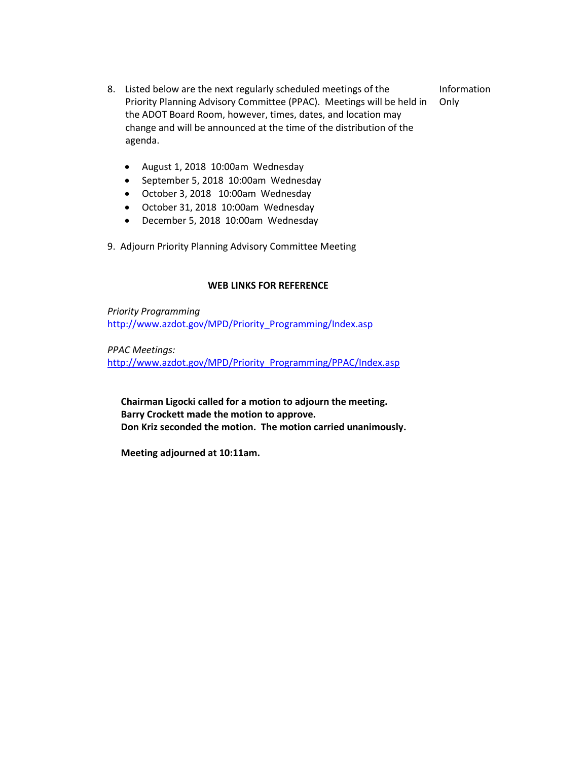8. Listed below are the next regularly scheduled meetings of the Priority Planning Advisory Committee (PPAC). Meetings will be held in the ADOT Board Room, however, times, dates, and location may change and will be announced at the time of the distribution of the agenda. — Information Only

   - August 1, 2018 10:00am Wednesday
   - September 5, 2018 10:00am Wednesday
   - October 3, 2018 10:00am Wednesday
   - October 31, 2018 10:00am Wednesday
   - December 5, 2018 10:00am Wednesday

9. Adjourn Priority Planning Advisory Committee Meeting

**WEB LINKS FOR REFERENCE**

*Priority Programming*
http://www.azdot.gov/MPD/Priority_Programming/Index.asp

*PPAC Meetings:*
http://www.azdot.gov/MPD/Priority_Programming/PPAC/Index.asp

**Chairman Ligocki called for a motion to adjourn the meeting.**
**Barry Crockett made the motion to approve.**
**Don Kriz seconded the motion. The motion carried unanimously.**

**Meeting adjourned at 10:11am.**